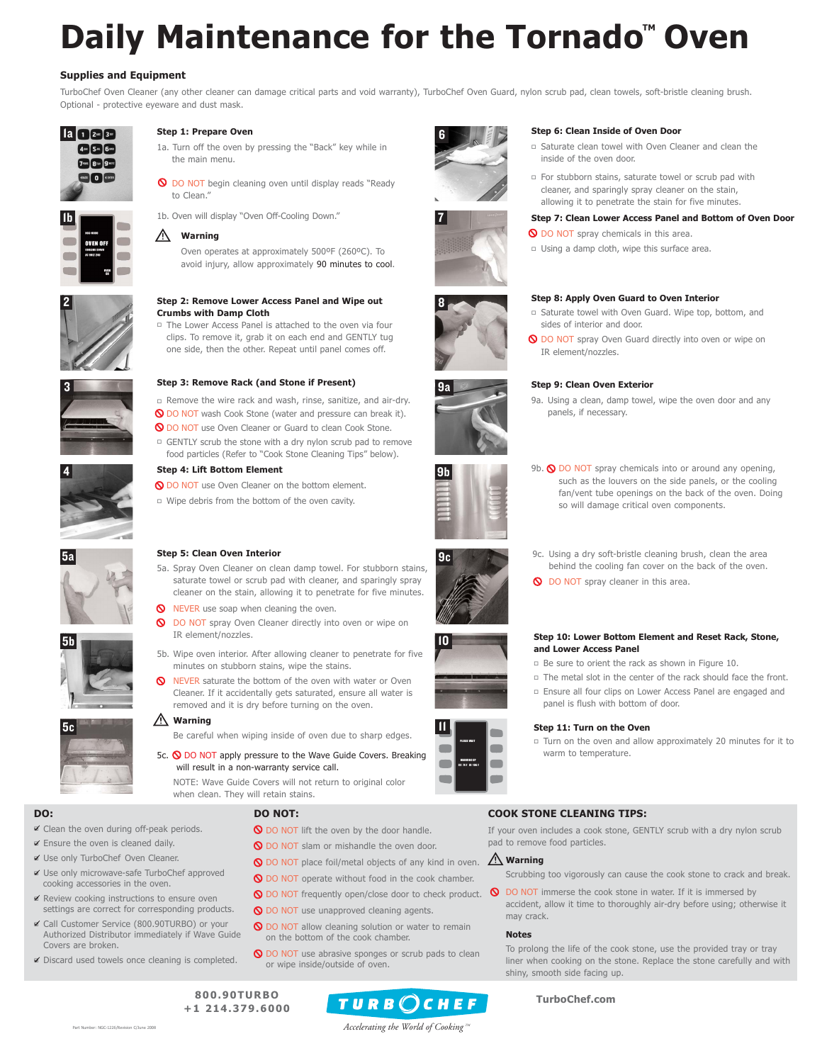# Daily Maintenance for the Tornado™ Oven

## Supplies and Equipment

TurboChef Oven Cleaner (any other cleaner can damage critical parts and void warranty), TurboChef Oven Guard, nylon scrub pad, clean towels, soft-bristle cleaning brush. Optional - protective eyeware and dust mask.

### Step 1: Prepare Oven

1a. Turn off the oven by pressing the "Back" key while in the main menu.

DO NOT begin cleaning oven until display reads "Ready to Clean."

1b. Oven will display "Oven Off-Cooling Down."

**Warning**

Oven operates at approximately 500ºF (260ºC). To avoid injury, allow approximately 90 minutes to cool.

### Step 2: Remove Lower Access Panel and Wipe out Crumbs with Damp Cloth

- The Lower Access Panel is attached to the oven via four clips. To remove it, grab it on each end and GENTLY tug one side, then the other. Repeat until panel comes off.

### Step 3: Remove Rack (and Stone if Present)

- Remove the wire rack and wash, rinse, sanitize, and air-dry.
- DO NOT wash Cook Stone (water and pressure can break it).
- DO NOT use Oven Cleaner or Guard to clean Cook Stone.
- GENTLY scrub the stone with a dry nylon scrub pad to remove food particles (Refer to "Cook Stone Cleaning Tips" below).

### Step 4: Lift Bottom Element

- DO NOT use Oven Cleaner on the bottom element.
- Wipe debris from the bottom of the oven cavity.

### Step 5: Clean Oven Interior

5a. Spray Oven Cleaner on clean damp towel. For stubborn stains, saturate towel or scrub pad with cleaner, and sparingly spray cleaner on the stain, allowing it to penetrate for five minutes.

- NEVER use soap when cleaning the oven.
- DO NOT spray Oven Cleaner directly into oven or wipe on IR element/nozzles.

5b. Wipe oven interior. After allowing cleaner to penetrate for five minutes on stubborn stains, wipe the stains.

- NEVER saturate the bottom of the oven with water or Oven Cleaner. If it accidentally gets saturated, ensure all water is removed and it is dry before turning on the oven.

**Warning**

Be careful when wiping inside of oven due to sharp edges.

5c. DO NOT apply pressure to the Wave Guide Covers. Breaking will result in a non-warranty service call.

NOTE: Wave Guide Covers will not return to original color when clean. They will retain stains.

### Step 6: Clean Inside of Oven Door

- Saturate clean towel with Oven Cleaner and clean the inside of the oven door.
- For stubborn stains, saturate towel or scrub pad with cleaner, and sparingly spray cleaner on the stain, allowing it to penetrate the stain for five minutes.

### Step 7: Clean Lower Access Panel and Bottom of Oven Door

- DO NOT spray chemicals in this area.
- Using a damp cloth, wipe this surface area.

### Step 8: Apply Oven Guard to Oven Interior

- Saturate towel with Oven Guard. Wipe top, bottom, and sides of interior and door.
- DO NOT spray Oven Guard directly into oven or wipe on IR element/nozzles.

### Step 9: Clean Oven Exterior

9a. Using a clean, damp towel, wipe the oven door and any panels, if necessary.

9b. DO NOT spray chemicals into or around any opening, such as the louvers on the side panels, or the cooling fan/vent tube openings on the back of the oven. Doing so will damage critical oven components.

9c. Using a dry soft-bristle cleaning brush, clean the area behind the cooling fan cover on the back of the oven.

DO NOT spray cleaner in this area.

### Step 10: Lower Bottom Element and Reset Rack, Stone, and Lower Access Panel

- Be sure to orient the rack as shown in Figure 10.
- The metal slot in the center of the rack should face the front.
- Ensure all four clips on Lower Access Panel are engaged and panel is flush with bottom of door.

### Step 11: Turn on the Oven

- Turn on the oven and allow approximately 20 minutes for it to warm to temperature.

## DO:

- Clean the oven during off-peak periods.
- Ensure the oven is cleaned daily.
- Use only TurboChef Oven Cleaner.
- Use only microwave-safe TurboChef approved cooking accessories in the oven.
- Review cooking instructions to ensure oven settings are correct for corresponding products.
- Call Customer Service (800.90TURBO) or your Authorized Distributor immediately if Wave Guide Covers are broken.
- Discard used towels once cleaning is completed.

## DO NOT:

- DO NOT lift the oven by the door handle.
- DO NOT slam or mishandle the oven door.
- DO NOT place foil/metal objects of any kind in oven.
- DO NOT operate without food in the cook chamber.
- DO NOT frequently open/close door to check product.
- DO NOT use unapproved cleaning agents.
- DO NOT allow cleaning solution or water to remain on the bottom of the cook chamber.
- DO NOT use abrasive sponges or scrub pads to clean or wipe inside/outside of oven.

## COOK STONE CLEANING TIPS:

If your oven includes a cook stone, GENTLY scrub with a dry nylon scrub pad to remove food particles.

**Warning**

Scrubbing too vigorously can cause the cook stone to crack and break.

DO NOT immerse the cook stone in water. If it is immersed by accident, allow it time to thoroughly air-dry before using; otherwise it may crack.

**Notes**

To prolong the life of the cook stone, use the provided tray or tray liner when cooking on the stone. Replace the stone carefully and with shiny, smooth side facing up.

800.90TURBO
+1 214.379.6000

TURBOCHEF — *Accelerating the World of Cooking™*

TurboChef.com

Part Number: NGC-1226/Revision C/June 2008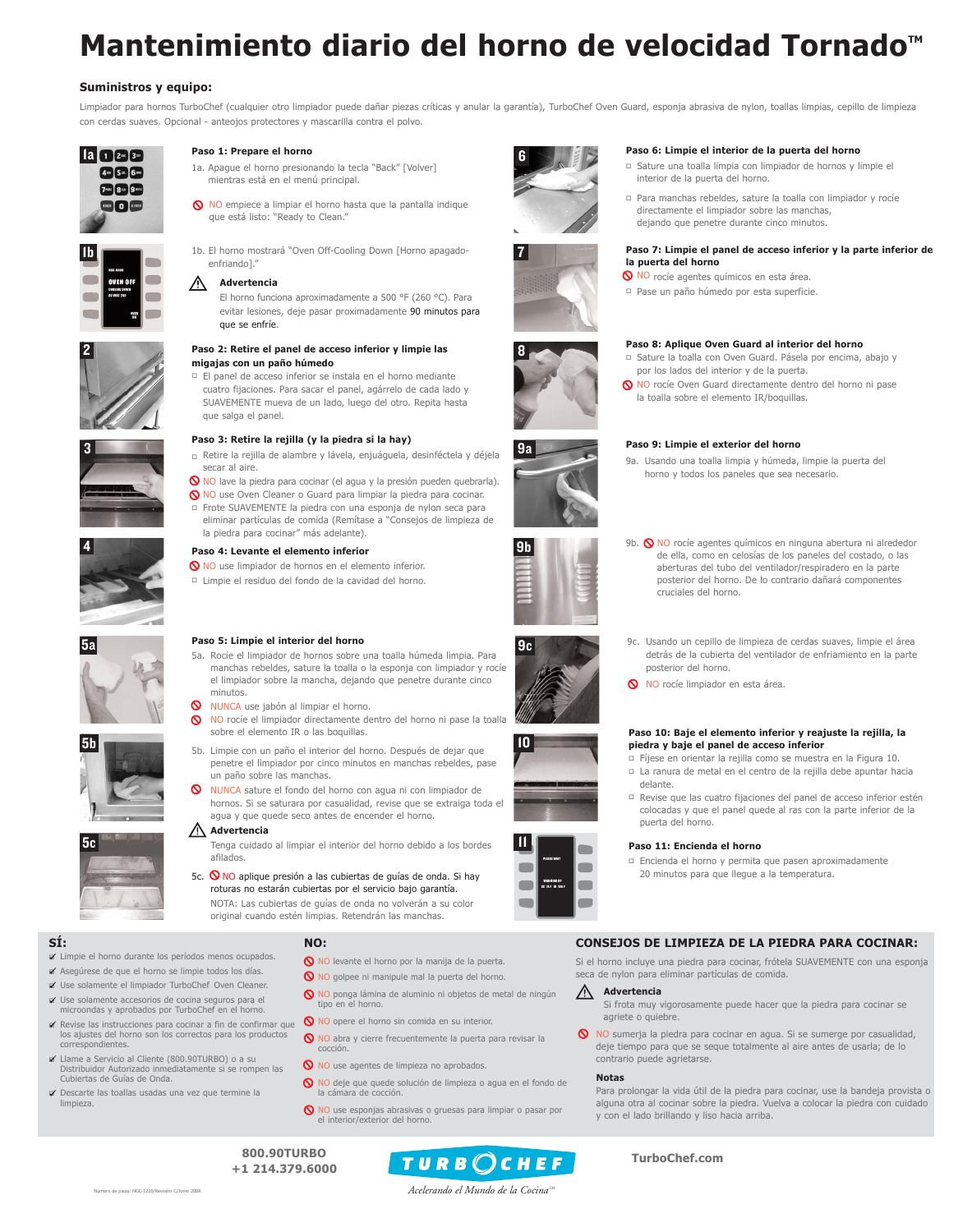# Mantenimiento diario del horno de velocidad Tornado™

### Suministros y equipo:

Limpiador para hornos TurboChef (cualquier otro limpiador puede dañar piezas críticas y anular la garantía), TurboChef Oven Guard, esponja abrasiva de nylon, toallas limpias, cepillo de limpieza con cerdas suaves. Opcional - anteojos protectores y mascarilla contra el polvo.

**Paso 1: Prepare el horno**

1a. Apague el horno presionando la tecla "Back" [Volver] mientras está en el menú principal.

NO empiece a limpiar el horno hasta que la pantalla indique que está listo: "Ready to Clean."

1b. El horno mostrará "Oven Off-Cooling Down [Horno apagado-enfriando]."

**Advertencia**

El horno funciona aproximadamente a 500 °F (260 °C). Para evitar lesiones, deje pasar proximadamente 90 minutos para que se enfríe.

**Paso 2: Retire el panel de acceso inferior y limpie las migajas con un paño húmedo**

- El panel de acceso inferior se instala en el horno mediante cuatro fijaciones. Para sacar el panel, agárrelo de cada lado y SUAVEMENTE mueva de un lado, luego del otro. Repita hasta que salga el panel.

**Paso 3: Retire la rejilla (y la piedra si la hay)**

- Retire la rejilla de alambre y lávela, enjuáguela, desinféctela y déjela secar al aire.
- NO lave la piedra para cocinar (el agua y la presión pueden quebrarla).
- NO use Oven Cleaner o Guard para limpiar la piedra para cocinar.
- Frote SUAVEMENTE la piedra con una esponja de nylon seca para eliminar partículas de comida (Remítase a "Consejos de limpieza de la piedra para cocinar" más adelante).

**Paso 4: Levante el elemento inferior**

- NO use limpiador de hornos en el elemento inferior.
- Limpie el residuo del fondo de la cavidad del horno.

**Paso 5: Limpie el interior del horno**

5a. Rocíe el limpiador de hornos sobre una toalla húmeda limpia. Para manchas rebeldes, sature la toalla o la esponja con limpiador y rocíe el limpiador sobre la mancha, dejando que penetre durante cinco minutos.

NUNCA use jabón al limpiar el horno.

NO rocíe el limpiador directamente dentro del horno ni pase la toalla sobre el elemento IR o las boquillas.

5b. Limpie con un paño el interior del horno. Después de dejar que penetre el limpiador por cinco minutos en manchas rebeldes, pase un paño sobre las manchas.

NUNCA sature el fondo del horno con agua ni con limpiador de hornos. Si se saturara por casualidad, revise que se extraiga toda el agua y que quede seco antes de encender el horno.

**Advertencia**

Tenga cuidado al limpiar el interior del horno debido a los bordes afilados.

5c. NO aplique presión a las cubiertas de guías de onda. Si hay roturas no estarán cubiertas por el servicio bajo garantía.

NOTA: Las cubiertas de guías de onda no volverán a su color original cuando estén limpias. Retendrán las manchas.

**Paso 6: Limpie el interior de la puerta del horno**

- Sature una toalla limpia con limpiador de hornos y limpie el interior de la puerta del horno.
- Para manchas rebeldes, sature la toalla con limpiador y rocíe directamente el limpiador sobre las manchas, dejando que penetre durante cinco minutos.

**Paso 7: Limpie el panel de acceso inferior y la parte inferior de la puerta del horno**

- NO rocíe agentes químicos en esta área.
- Pase un paño húmedo por esta superficie.

**Paso 8: Aplique Oven Guard al interior del horno**

- Sature la toalla con Oven Guard. Pásela por encima, abajo y por los lados del interior y de la puerta.
- NO rocíe Oven Guard directamente dentro del horno ni pase la toalla sobre el elemento IR/boquillas.

**Paso 9: Limpie el exterior del horno**

9a. Usando una toalla limpia y húmeda, limpie la puerta del horno y todos los paneles que sea necesario.

9b. NO rocíe agentes químicos en ninguna abertura ni alrededor de ella, como en celosías de los paneles del costado, o las aberturas del tubo del ventilador/respiradero en la parte posterior del horno. De lo contrario dañará componentes cruciales del horno.

9c. Usando un cepillo de limpieza de cerdas suaves, limpie el área detrás de la cubierta del ventilador de enfriamiento en la parte posterior del horno.

NO rocíe limpiador en esta área.

**Paso 10: Baje el elemento inferior y reajuste la rejilla, la piedra y baje el panel de acceso inferior**

- Fíjese en orientar la rejilla como se muestra en la Figura 10.
- La ranura de metal en el centro de la rejilla debe apuntar hacia delante.
- Revise que las cuatro fijaciones del panel de acceso inferior estén colocadas y que el panel quede al ras con la parte inferior de la puerta del horno.

**Paso 11: Encienda el horno**

- Encienda el horno y permita que pasen aproximadamente 20 minutos para que llegue a la temperatura.

### SÍ:

- Limpie el horno durante los períodos menos ocupados.
- Asegúrese de que el horno se limpie todos los días.
- Use solamente el limpiador TurboChef Oven Cleaner.
- Use solamente accesorios de cocina seguros para el microondas y aprobados por TurboChef en el horno.
- Revise las instrucciones para cocinar a fin de confirmar que los ajustes del horno son los correctos para los productos correspondientes.
- Llame a Servicio al Cliente (800.90TURBO) o a su Distribuidor Autorizado inmediatamente si se rompen las Cubiertas de Guías de Onda.
- Descarte las toallas usadas una vez que termine la limpieza.

### NO:

- NO levante el horno por la manija de la puerta.
- NO golpee ni manipule mal la puerta del horno.
- NO ponga lámina de aluminio ni objetos de metal de ningún tipo en el horno.
- NO opere el horno sin comida en su interior.
- NO abra y cierre frecuentemente la puerta para revisar la cocción.
- NO use agentes de limpieza no aprobados.
- NO deje que quede solución de limpieza o agua en el fondo de la cámara de cocción.
- NO use esponjas abrasivas o gruesas para limpiar o pasar por el interior/exterior del horno.

### CONSEJOS DE LIMPIEZA DE LA PIEDRA PARA COCINAR:

Si el horno incluye una piedra para cocinar, frótela SUAVEMENTE con una esponja seca de nylon para eliminar partículas de comida.

**Advertencia**

Si frota muy vigorosamente puede hacer que la piedra para cocinar se agriete o quiebre.

NO sumerja la piedra para cocinar en agua. Si se sumerge por casualidad, deje tiempo para que se seque totalmente al aire antes de usarla; de lo contrario puede agrietarse.

**Notas**

Para prolongar la vida útil de la piedra para cocinar, use la bandeja provista o alguna otra al cocinar sobre la piedra. Vuelva a colocar la piedra con cuidado y con el lado brillando y liso hacia arriba.

**800.90TURBO**
**+1 214.379.6000**

TURBOCHEF

*Acelerando el Mundo de la Cocina™*

**TurboChef.com**

Número de pieza: NGC-1225/Revisión C/Junio 2008